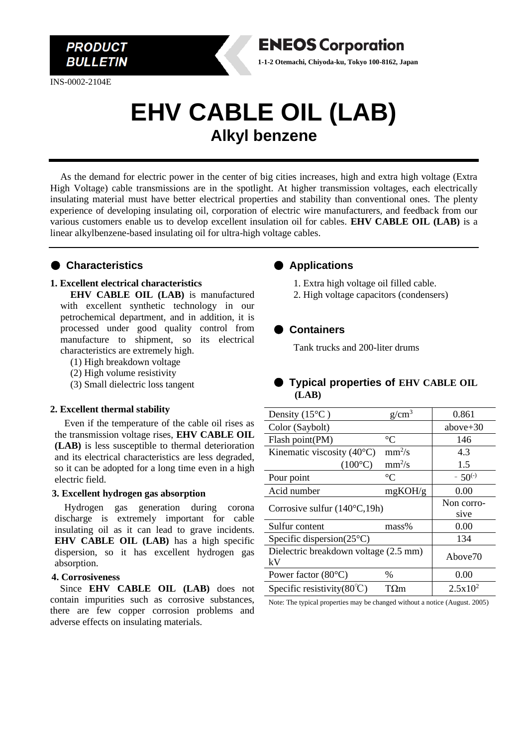**PRODUCT BULLETIN**

**ENEOS Corporation**

**1-1-2 Otemachi, Chiyoda-ku, Tokyo 100-8162, Japan**

INS-0002-2104E

# EHV CABLE OIL (LAB)

## Alkyl benzene

As the demand for electric power in the center of big cities increases, high and extra high voltage (Extra High Voltage) cable transmissions are in the spotlight. At higher transmission voltages, each electrically insulating material must have better electrical properties and stability than conventional ones. The plenty experience of developing insulating oil, corporation of electric wire manufacturers, and feedback from our various customers enable us to develop excellent insulation oil for cables. **EHV CABLE OIL (LAB)** is a linear alkylbenzene-based insulating oil for ultra-high voltage cables.

## ● Characteristics

**1. Excellent electrical characteristics**

**EHV CABLE OIL (LAB)** is manufactured with excellent synthetic technology in our petrochemical department, and in addition, it is processed under good quality control from manufacture to shipment, so its electrical characteristics are extremely high.

(1) High breakdown voltage
(2) High volume resistivity
(3) Small dielectric loss tangent

**2. Excellent thermal stability**

Even if the temperature of the cable oil rises as the transmission voltage rises, **EHV CABLE OIL (LAB)** is less susceptible to thermal deterioration and its electrical characteristics are less degraded, so it can be adopted for a long time even in a high electric field.

**3. Excellent hydrogen gas absorption**

Hydrogen gas generation during corona discharge is extremely important for cable insulating oil as it can lead to grave incidents. **EHV CABLE OIL (LAB)** has a high specific dispersion, so it has excellent hydrogen gas absorption.

**4. Corrosiveness**

Since **EHV CABLE OIL (LAB)** does not contain impurities such as corrosive substances, there are few copper corrosion problems and adverse effects on insulating materials.

## ● Applications

1. Extra high voltage oil filled cable.
2. High voltage capacitors (condensers)

## ● Containers

Tank trucks and 200-liter drums

## ● Typical properties of EHV CABLE OIL (LAB)

| Property | Unit | Value |
|---|---|---|
| Density (15°C ) | $g/cm^3$ | 0.861 |
| Color (Saybolt) | | above+30 |
| Flash point(PM) | °C | 146 |
| Kinematic viscosity (40°C) | $mm^2/s$ | 4.3 |
| (100°C) | $mm^2/s$ | 1.5 |
| Pour point | °C | $-50^{(-)}$ |
| Acid number | mgKOH/g | 0.00 |
| Corrosive sulfur (140°C,19h) | | Non corrosive |
| Sulfur content | mass% | 0.00 |
| Specific dispersion(25°C) | | 134 |
| Dielectric breakdown voltage (2.5 mm) kV | | Above70 |
| Power factor (80°C) | % | 0.00 |
| Specific resistivity(80℃) | TΩm | $2.5x10^2$ |

Note: The typical properties may be changed without a notice (August. 2005)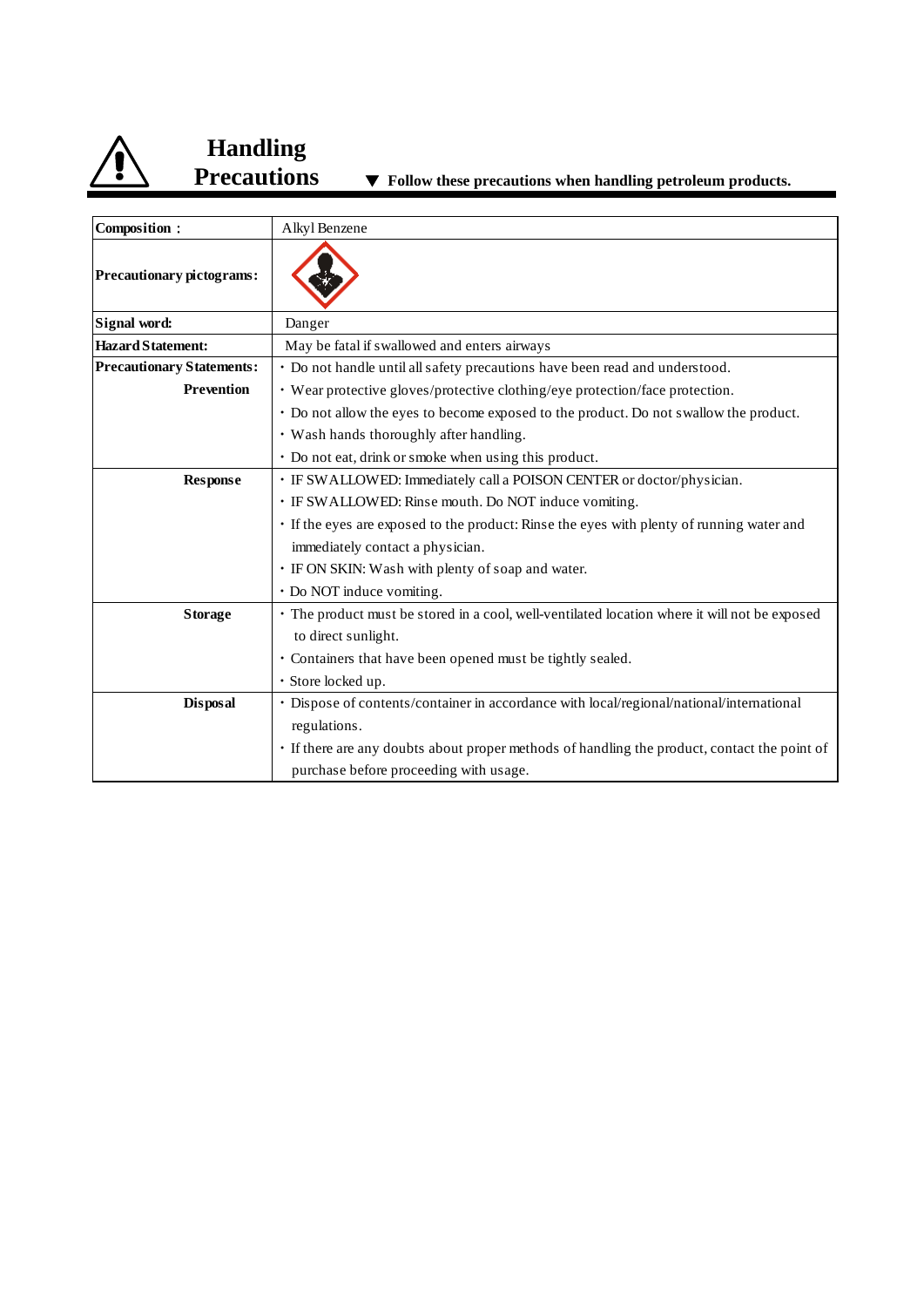# Handling Precautions

▼ **Follow these precautions when handling petroleum products.**

| | |
|---|---|
| **Composition：** | Alkyl Benzene |
| **Precautionary pictograms:** | |
| **Signal word:** | Danger |
| **Hazard Statement:** | May be fatal if swallowed and enters airways |
| **Precautionary Statements:** **Prevention** | ・Do not handle until all safety precautions have been read and understood. ・Wear protective gloves/protective clothing/eye protection/face protection. ・Do not allow the eyes to become exposed to the product. Do not swallow the product. ・Wash hands thoroughly after handling. ・Do not eat, drink or smoke when using this product. |
| **Response** | ・IF SWALLOWED: Immediately call a POISON CENTER or doctor/physician. ・IF SWALLOWED: Rinse mouth. Do NOT induce vomiting. ・If the eyes are exposed to the product: Rinse the eyes with plenty of running water and immediately contact a physician. ・IF ON SKIN: Wash with plenty of soap and water. ・Do NOT induce vomiting. |
| **Storage** | ・The product must be stored in a cool, well-ventilated location where it will not be exposed to direct sunlight. ・Containers that have been opened must be tightly sealed. ・Store locked up. |
| **Disposal** | ・Dispose of contents/container in accordance with local/regional/national/international regulations. ・If there are any doubts about proper methods of handling the product, contact the point of purchase before proceeding with usage. |